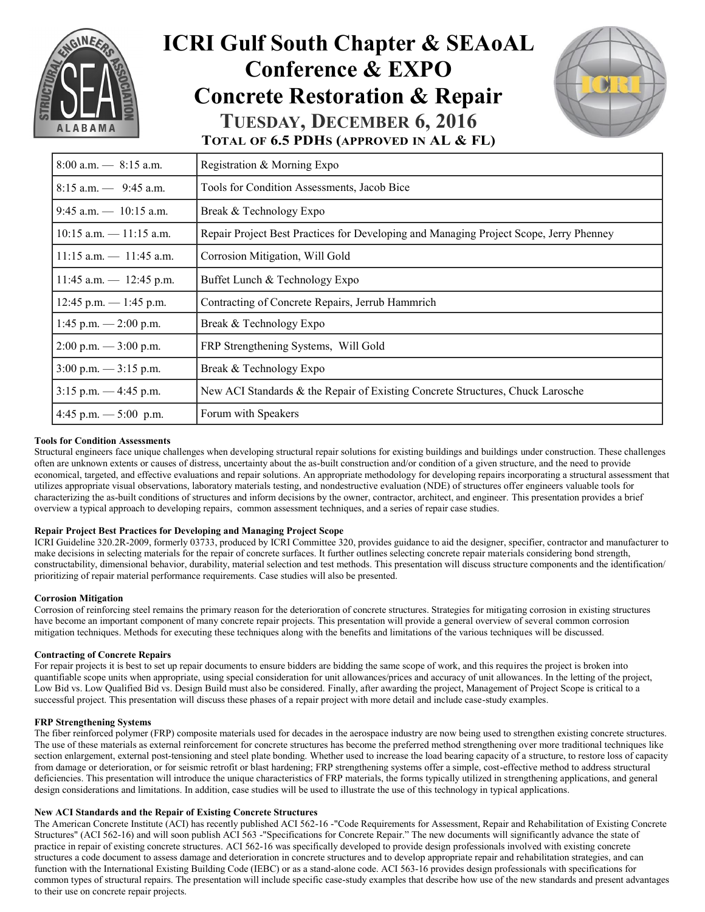# ICRI Gulf South Chapter & SEAoAL Conference & EXPO Concrete Restoration & Repair

## Tuesday, December 6, 2016

### Total of 6.5 PDHs (approved in AL & FL)

| | |
|---|---|
| 8:00 a.m. — 8:15 a.m. | Registration & Morning Expo |
| 8:15 a.m. — 9:45 a.m. | Tools for Condition Assessments, Jacob Bice |
| 9:45 a.m. — 10:15 a.m. | Break & Technology Expo |
| 10:15 a.m. — 11:15 a.m. | Repair Project Best Practices for Developing and Managing Project Scope, Jerry Phenney |
| 11:15 a.m. — 11:45 a.m. | Corrosion Mitigation, Will Gold |
| 11:45 a.m. — 12:45 p.m. | Buffet Lunch & Technology Expo |
| 12:45 p.m. — 1:45 p.m. | Contracting of Concrete Repairs, Jerrub Hammrich |
| 1:45 p.m. — 2:00 p.m. | Break & Technology Expo |
| 2:00 p.m. — 3:00 p.m. | FRP Strengthening Systems, Will Gold |
| 3:00 p.m. — 3:15 p.m. | Break & Technology Expo |
| 3:15 p.m. — 4:45 p.m. | New ACI Standards & the Repair of Existing Concrete Structures, Chuck Larosche |
| 4:45 p.m. — 5:00 p.m. | Forum with Speakers |

**Tools for Condition Assessments**

Structural engineers face unique challenges when developing structural repair solutions for existing buildings and buildings under construction. These challenges often are unknown extents or causes of distress, uncertainty about the as-built construction and/or condition of a given structure, and the need to provide economical, targeted, and effective evaluations and repair solutions. An appropriate methodology for developing repairs incorporating a structural assessment that utilizes appropriate visual observations, laboratory materials testing, and nondestructive evaluation (NDE) of structures offer engineers valuable tools for characterizing the as-built conditions of structures and inform decisions by the owner, contractor, architect, and engineer. This presentation provides a brief overview a typical approach to developing repairs, common assessment techniques, and a series of repair case studies.

**Repair Project Best Practices for Developing and Managing Project Scope**

ICRI Guideline 320.2R-2009, formerly 03733, produced by ICRI Committee 320, provides guidance to aid the designer, specifier, contractor and manufacturer to make decisions in selecting materials for the repair of concrete surfaces. It further outlines selecting concrete repair materials considering bond strength, constructability, dimensional behavior, durability, material selection and test methods. This presentation will discuss structure components and the identification/ prioritizing of repair material performance requirements. Case studies will also be presented.

**Corrosion Mitigation**

Corrosion of reinforcing steel remains the primary reason for the deterioration of concrete structures. Strategies for mitigating corrosion in existing structures have become an important component of many concrete repair projects. This presentation will provide a general overview of several common corrosion mitigation techniques. Methods for executing these techniques along with the benefits and limitations of the various techniques will be discussed.

**Contracting of Concrete Repairs**

For repair projects it is best to set up repair documents to ensure bidders are bidding the same scope of work, and this requires the project is broken into quantifiable scope units when appropriate, using special consideration for unit allowances/prices and accuracy of unit allowances. In the letting of the project, Low Bid vs. Low Qualified Bid vs. Design Build must also be considered. Finally, after awarding the project, Management of Project Scope is critical to a successful project. This presentation will discuss these phases of a repair project with more detail and include case-study examples.

**FRP Strengthening Systems**

The fiber reinforced polymer (FRP) composite materials used for decades in the aerospace industry are now being used to strengthen existing concrete structures. The use of these materials as external reinforcement for concrete structures has become the preferred method strengthening over more traditional techniques like section enlargement, external post-tensioning and steel plate bonding. Whether used to increase the load bearing capacity of a structure, to restore loss of capacity from damage or deterioration, or for seismic retrofit or blast hardening; FRP strengthening systems offer a simple, cost-effective method to address structural deficiencies. This presentation will introduce the unique characteristics of FRP materials, the forms typically utilized in strengthening applications, and general design considerations and limitations. In addition, case studies will be used to illustrate the use of this technology in typical applications.

**New ACI Standards and the Repair of Existing Concrete Structures**

The American Concrete Institute (ACI) has recently published ACI 562-16 -"Code Requirements for Assessment, Repair and Rehabilitation of Existing Concrete Structures" (ACI 562-16) and will soon publish ACI 563 -"Specifications for Concrete Repair." The new documents will significantly advance the state of practice in repair of existing concrete structures. ACI 562-16 was specifically developed to provide design professionals involved with existing concrete structures a code document to assess damage and deterioration in concrete structures and to develop appropriate repair and rehabilitation strategies, and can function with the International Existing Building Code (IEBC) or as a stand-alone code. ACI 563-16 provides design professionals with specifications for common types of structural repairs. The presentation will include specific case-study examples that describe how use of the new standards and present advantages to their use on concrete repair projects.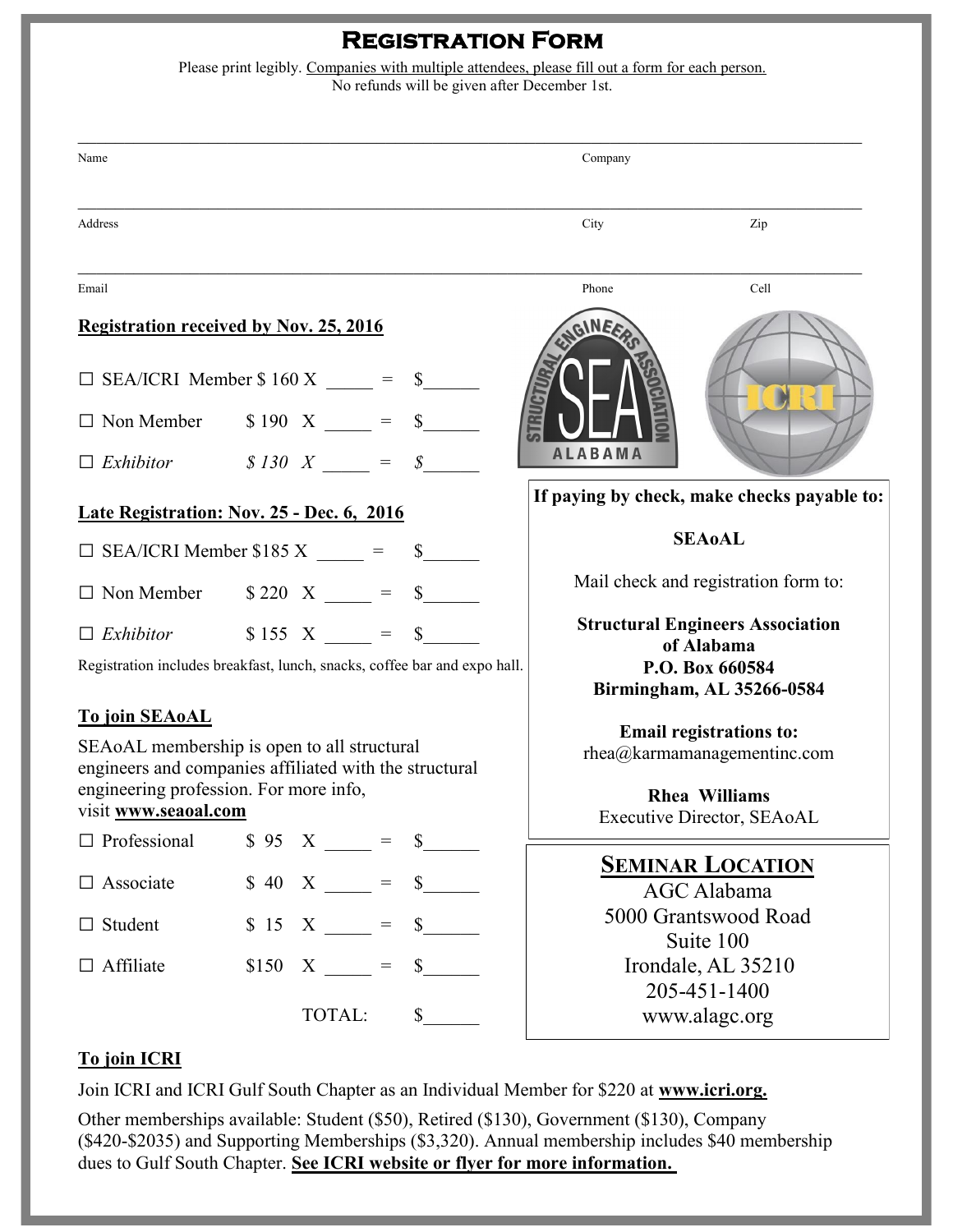# Registration Form

Please print legibly. Companies with multiple attendees, please fill out a form for each person.
No refunds will be given after December 1st.

Name ______________________ Company ______________________

Address ______________________ City ______________ Zip ________

Email ______________________ Phone ______________ Cell ________

**Registration received by Nov. 25, 2016**

☐ SEA/ICRI Member $ 160 X _____ = $______

☐ Non Member $ 190 X _____ = $______

☐ *Exhibitor* *$ 130 X _____ = $______*

**Late Registration: Nov. 25 - Dec. 6, 2016**

☐ SEA/ICRI Member $185 X _____ = $______

☐ Non Member $ 220 X _____ = $______

☐ *Exhibitor* $ 155 X _____ = $______

Registration includes breakfast, lunch, snacks, coffee bar and expo hall.

**To join SEAoAL**

SEAoAL membership is open to all structural engineers and companies affiliated with the structural engineering profession. For more info, visit **www.seaoal.com**

☐ Professional $ 95 X _____ = $______

☐ Associate $ 40 X _____ = $______

☐ Student $ 15 X _____ = $______

☐ Affiliate $150 X _____ = $______

TOTAL: $______

**If paying by check, make checks payable to:**

**SEAoAL**

Mail check and registration form to:

**Structural Engineers Association of Alabama**
**P.O. Box 660584**
**Birmingham, AL 35266-0584**

**Email registrations to:**
rhea@karmamanagementinc.com

**Rhea Williams**
Executive Director, SEAoAL

**Seminar Location**

AGC Alabama
5000 Grantswood Road
Suite 100
Irondale, AL 35210
205-451-1400
www.alagc.org

**To join ICRI**

Join ICRI and ICRI Gulf South Chapter as an Individual Member for $220 at **www.icri.org.**

Other memberships available: Student ($50), Retired ($130), Government ($130), Company ($420-$2035) and Supporting Memberships ($3,320). Annual membership includes $40 membership dues to Gulf South Chapter. **See ICRI website or flyer for more information.**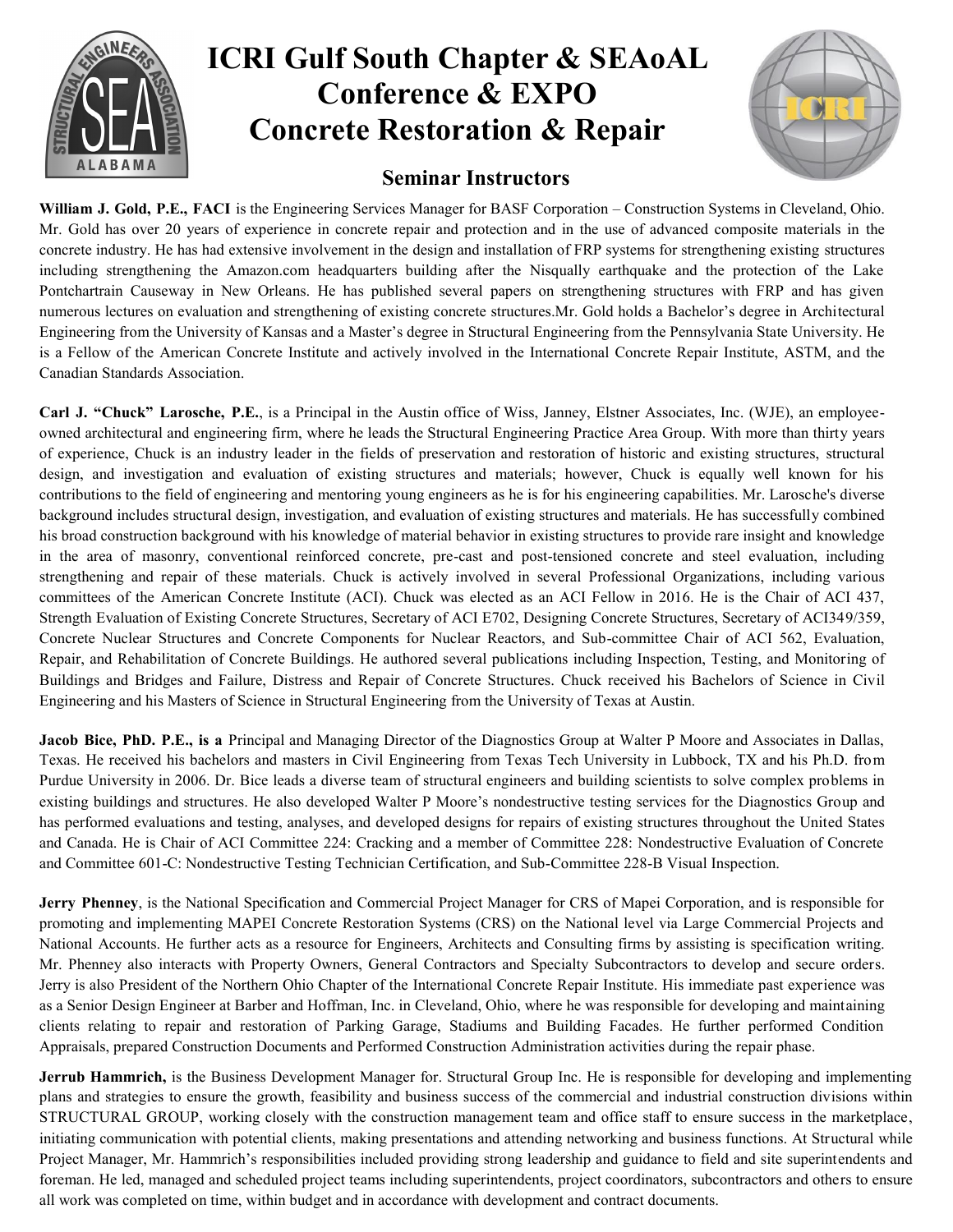# ICRI Gulf South Chapter & SEAoAL Conference & EXPO Concrete Restoration & Repair

## Seminar Instructors

**William J. Gold, P.E., FACI** is the Engineering Services Manager for BASF Corporation – Construction Systems in Cleveland, Ohio. Mr. Gold has over 20 years of experience in concrete repair and protection and in the use of advanced composite materials in the concrete industry. He has had extensive involvement in the design and installation of FRP systems for strengthening existing structures including strengthening the Amazon.com headquarters building after the Nisqually earthquake and the protection of the Lake Pontchartrain Causeway in New Orleans. He has published several papers on strengthening structures with FRP and has given numerous lectures on evaluation and strengthening of existing concrete structures.Mr. Gold holds a Bachelor's degree in Architectural Engineering from the University of Kansas and a Master's degree in Structural Engineering from the Pennsylvania State University. He is a Fellow of the American Concrete Institute and actively involved in the International Concrete Repair Institute, ASTM, and the Canadian Standards Association.

**Carl J. "Chuck" Larosche, P.E.**, is a Principal in the Austin office of Wiss, Janney, Elstner Associates, Inc. (WJE), an employee-owned architectural and engineering firm, where he leads the Structural Engineering Practice Area Group. With more than thirty years of experience, Chuck is an industry leader in the fields of preservation and restoration of historic and existing structures, structural design, and investigation and evaluation of existing structures and materials; however, Chuck is equally well known for his contributions to the field of engineering and mentoring young engineers as he is for his engineering capabilities. Mr. Larosche's diverse background includes structural design, investigation, and evaluation of existing structures and materials. He has successfully combined his broad construction background with his knowledge of material behavior in existing structures to provide rare insight and knowledge in the area of masonry, conventional reinforced concrete, pre-cast and post-tensioned concrete and steel evaluation, including strengthening and repair of these materials. Chuck is actively involved in several Professional Organizations, including various committees of the American Concrete Institute (ACI). Chuck was elected as an ACI Fellow in 2016. He is the Chair of ACI 437, Strength Evaluation of Existing Concrete Structures, Secretary of ACI E702, Designing Concrete Structures, Secretary of ACI349/359, Concrete Nuclear Structures and Concrete Components for Nuclear Reactors, and Sub-committee Chair of ACI 562, Evaluation, Repair, and Rehabilitation of Concrete Buildings. He authored several publications including Inspection, Testing, and Monitoring of Buildings and Bridges and Failure, Distress and Repair of Concrete Structures. Chuck received his Bachelors of Science in Civil Engineering and his Masters of Science in Structural Engineering from the University of Texas at Austin.

**Jacob Bice, PhD. P.E., is a** Principal and Managing Director of the Diagnostics Group at Walter P Moore and Associates in Dallas, Texas. He received his bachelors and masters in Civil Engineering from Texas Tech University in Lubbock, TX and his Ph.D. from Purdue University in 2006. Dr. Bice leads a diverse team of structural engineers and building scientists to solve complex problems in existing buildings and structures. He also developed Walter P Moore's nondestructive testing services for the Diagnostics Group and has performed evaluations and testing, analyses, and developed designs for repairs of existing structures throughout the United States and Canada. He is Chair of ACI Committee 224: Cracking and a member of Committee 228: Nondestructive Evaluation of Concrete and Committee 601-C: Nondestructive Testing Technician Certification, and Sub-Committee 228-B Visual Inspection.

**Jerry Phenney**, is the National Specification and Commercial Project Manager for CRS of Mapei Corporation, and is responsible for promoting and implementing MAPEI Concrete Restoration Systems (CRS) on the National level via Large Commercial Projects and National Accounts. He further acts as a resource for Engineers, Architects and Consulting firms by assisting is specification writing. Mr. Phenney also interacts with Property Owners, General Contractors and Specialty Subcontractors to develop and secure orders. Jerry is also President of the Northern Ohio Chapter of the International Concrete Repair Institute. His immediate past experience was as a Senior Design Engineer at Barber and Hoffman, Inc. in Cleveland, Ohio, where he was responsible for developing and maintaining clients relating to repair and restoration of Parking Garage, Stadiums and Building Facades. He further performed Condition Appraisals, prepared Construction Documents and Performed Construction Administration activities during the repair phase.

**Jerrub Hammrich,** is the Business Development Manager for. Structural Group Inc. He is responsible for developing and implementing plans and strategies to ensure the growth, feasibility and business success of the commercial and industrial construction divisions within STRUCTURAL GROUP, working closely with the construction management team and office staff to ensure success in the marketplace, initiating communication with potential clients, making presentations and attending networking and business functions. At Structural while Project Manager, Mr. Hammrich's responsibilities included providing strong leadership and guidance to field and site superintendents and foreman. He led, managed and scheduled project teams including superintendents, project coordinators, subcontractors and others to ensure all work was completed on time, within budget and in accordance with development and contract documents.